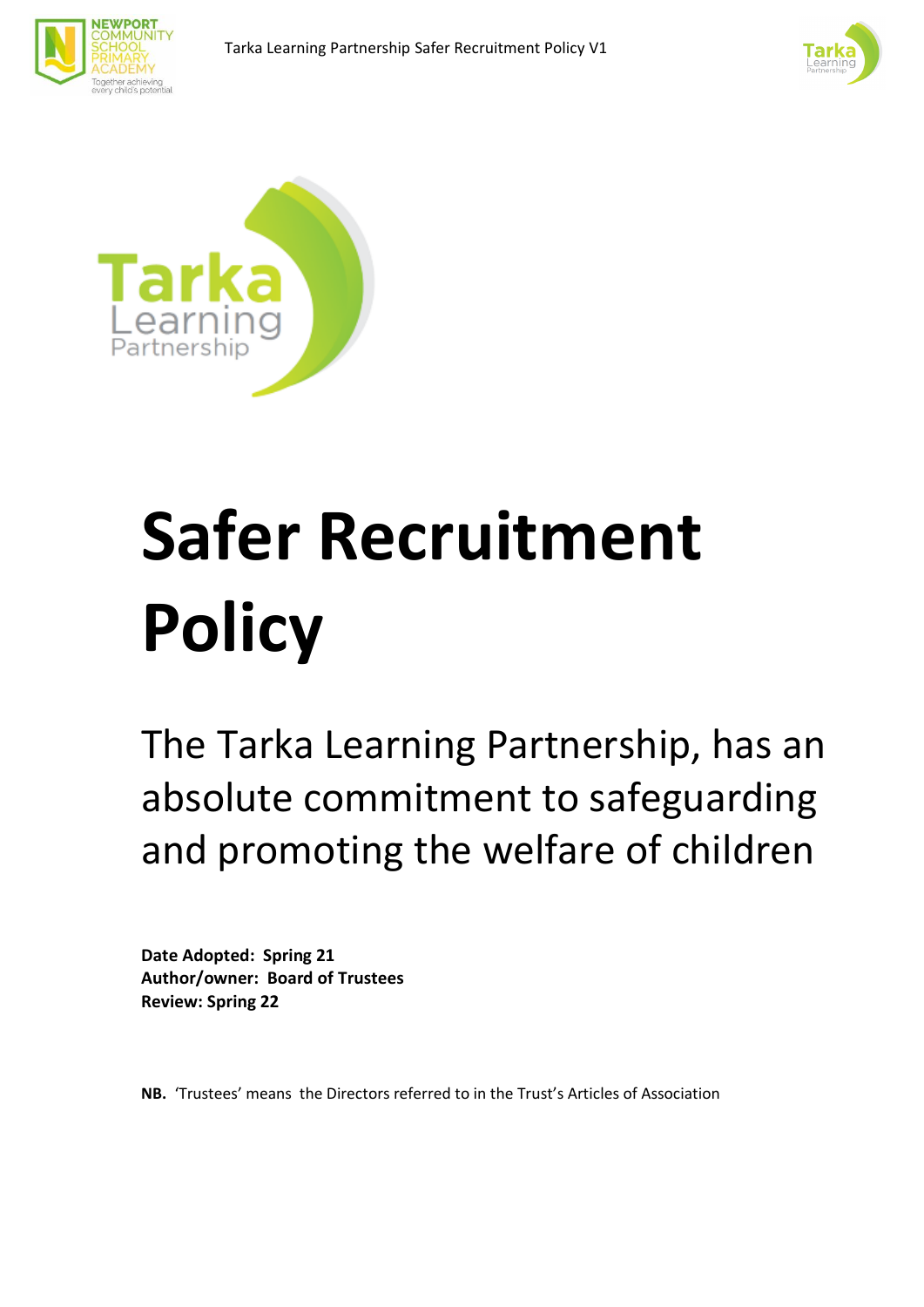# Safer Recruitment Policy

The Tarka Learning Partnership, has an absolute commitment to safeguarding and promoting the welfare of children

**Date Adopted: Spring 21**
**Author/owner: Board of Trustees**
**Review: Spring 22**

**NB.** 'Trustees' means the Directors referred to in the Trust's Articles of Association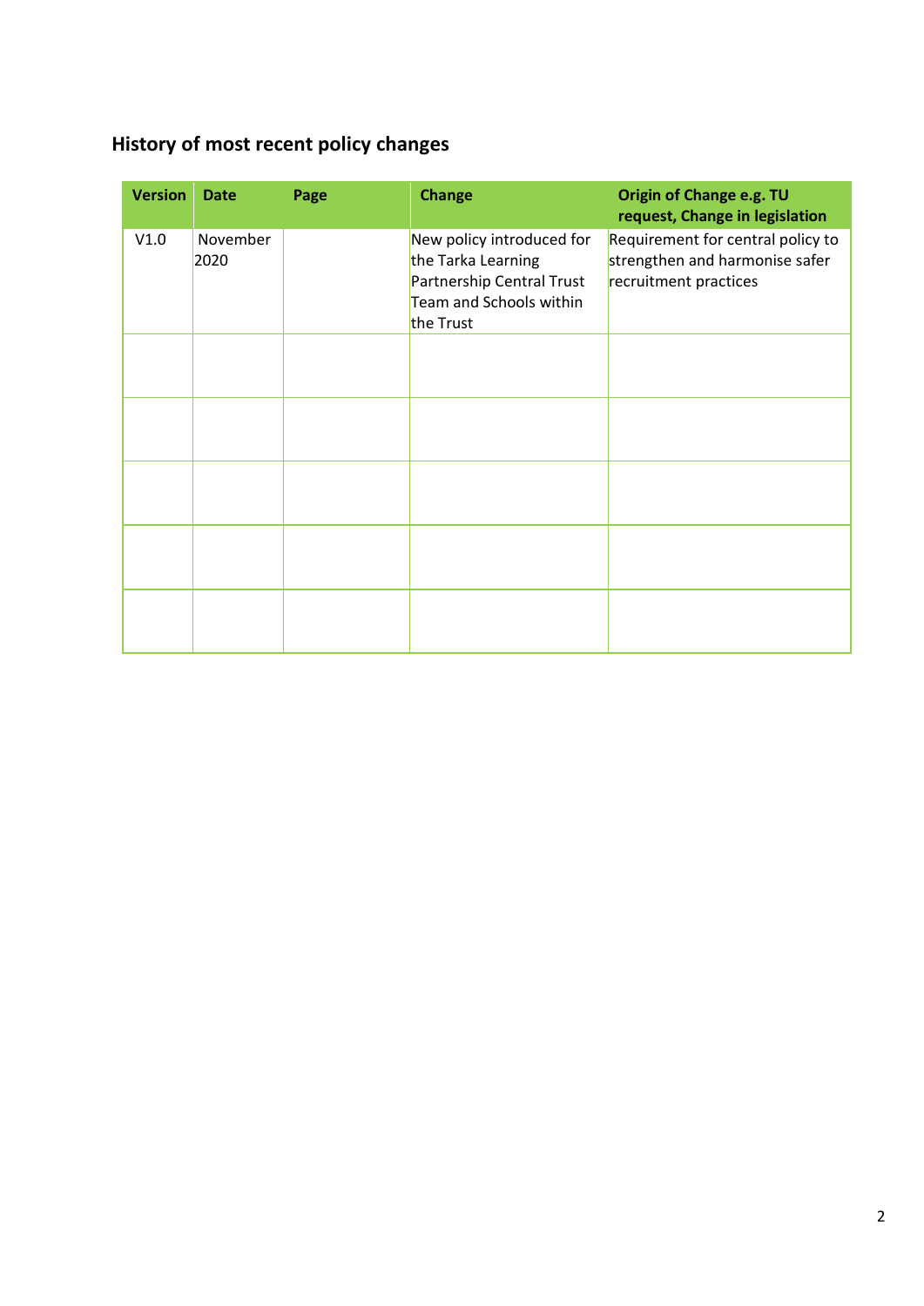## History of most recent policy changes

| Version | Date | Page | Change | Origin of Change e.g. TU request, Change in legislation |
|---|---|---|---|---|
| V1.0 | November 2020 | | New policy introduced for the Tarka Learning Partnership Central Trust Team and Schools within the Trust | Requirement for central policy to strengthen and harmonise safer recruitment practices |
| | | | | |
| | | | | |
| | | | | |
| | | | | |
| | | | | |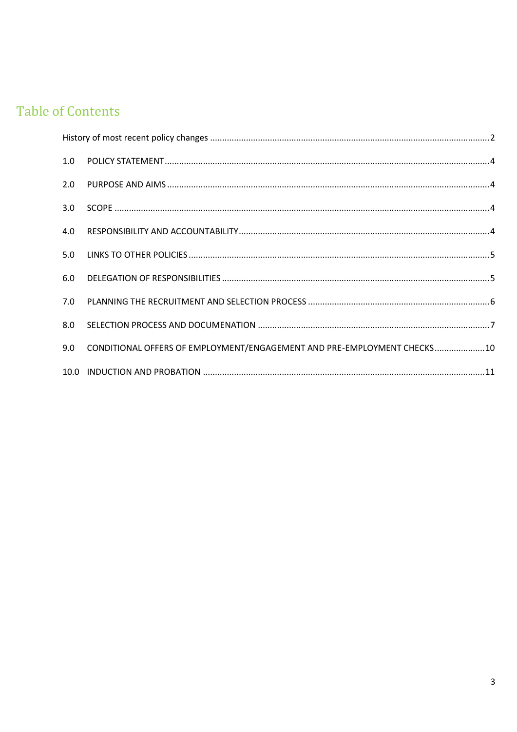# Table of Contents

History of most recent policy changes ..................................................... 2

1.0 POLICY STATEMENT ..................................................... 4

2.0 PURPOSE AND AIMS ..................................................... 4

3.0 SCOPE ..................................................... 4

4.0 RESPONSIBILITY AND ACCOUNTABILITY ..................................................... 4

5.0 LINKS TO OTHER POLICIES ..................................................... 5

6.0 DELEGATION OF RESPONSIBILITIES ..................................................... 5

7.0 PLANNING THE RECRUITMENT AND SELECTION PROCESS ..................................................... 6

8.0 SELECTION PROCESS AND DOCUMENATION ..................................................... 7

9.0 CONDITIONAL OFFERS OF EMPLOYMENT/ENGAGEMENT AND PRE-EMPLOYMENT CHECKS ..................... 10

10.0 INDUCTION AND PROBATION ..................................................... 11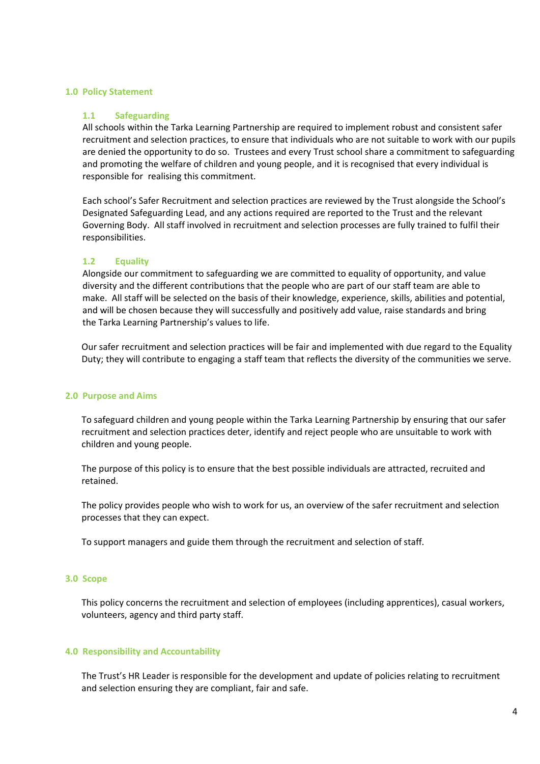## 1.0 Policy Statement

### 1.1 Safeguarding

All schools within the Tarka Learning Partnership are required to implement robust and consistent safer recruitment and selection practices, to ensure that individuals who are not suitable to work with our pupils are denied the opportunity to do so. Trustees and every Trust school share a commitment to safeguarding and promoting the welfare of children and young people, and it is recognised that every individual is responsible for realising this commitment.

Each school's Safer Recruitment and selection practices are reviewed by the Trust alongside the School's Designated Safeguarding Lead, and any actions required are reported to the Trust and the relevant Governing Body. All staff involved in recruitment and selection processes are fully trained to fulfil their responsibilities.

### 1.2 Equality

Alongside our commitment to safeguarding we are committed to equality of opportunity, and value diversity and the different contributions that the people who are part of our staff team are able to make. All staff will be selected on the basis of their knowledge, experience, skills, abilities and potential, and will be chosen because they will successfully and positively add value, raise standards and bring the Tarka Learning Partnership's values to life.

Our safer recruitment and selection practices will be fair and implemented with due regard to the Equality Duty; they will contribute to engaging a staff team that reflects the diversity of the communities we serve.

## 2.0 Purpose and Aims

To safeguard children and young people within the Tarka Learning Partnership by ensuring that our safer recruitment and selection practices deter, identify and reject people who are unsuitable to work with children and young people.

The purpose of this policy is to ensure that the best possible individuals are attracted, recruited and retained.

The policy provides people who wish to work for us, an overview of the safer recruitment and selection processes that they can expect.

To support managers and guide them through the recruitment and selection of staff.

## 3.0 Scope

This policy concerns the recruitment and selection of employees (including apprentices), casual workers, volunteers, agency and third party staff.

## 4.0 Responsibility and Accountability

The Trust's HR Leader is responsible for the development and update of policies relating to recruitment and selection ensuring they are compliant, fair and safe.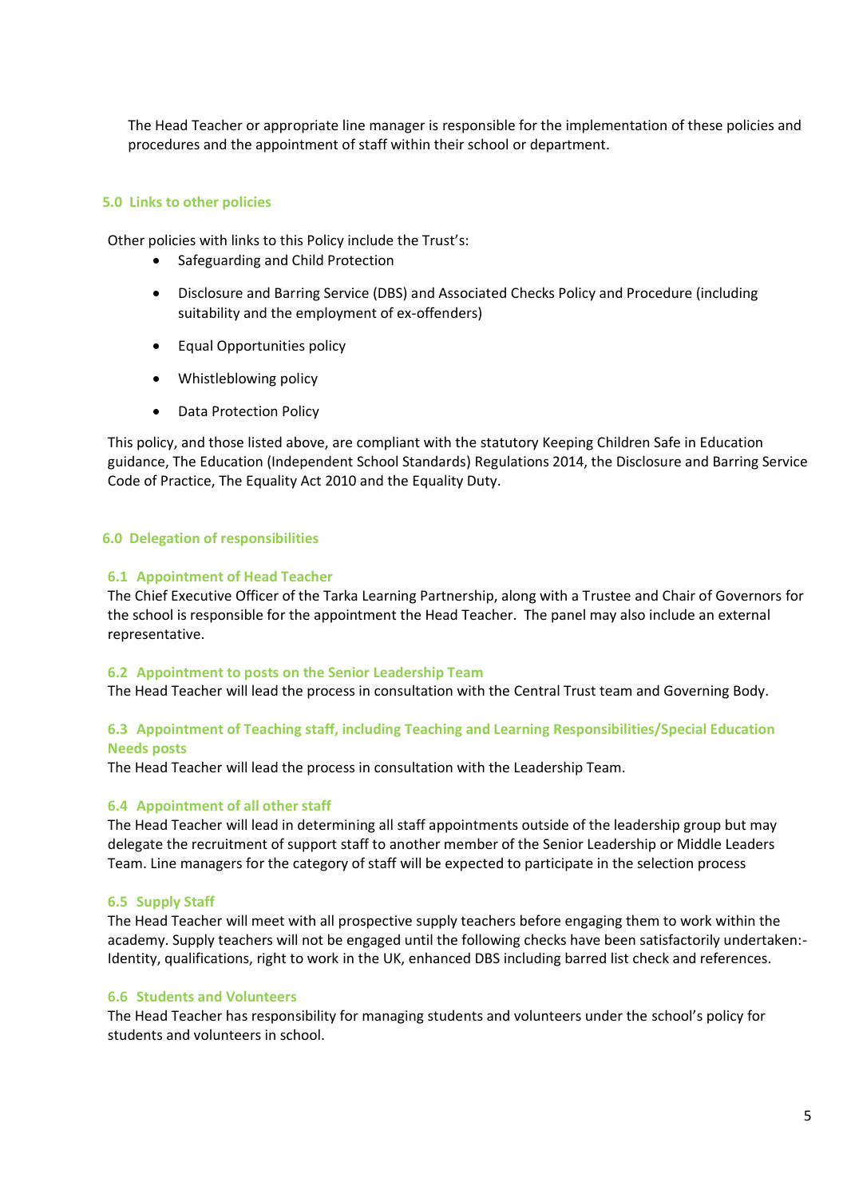The Head Teacher or appropriate line manager is responsible for the implementation of these policies and procedures and the appointment of staff within their school or department.

## 5.0 Links to other policies

Other policies with links to this Policy include the Trust's:

- Safeguarding and Child Protection
- Disclosure and Barring Service (DBS) and Associated Checks Policy and Procedure (including suitability and the employment of ex-offenders)
- Equal Opportunities policy
- Whistleblowing policy
- Data Protection Policy

This policy, and those listed above, are compliant with the statutory Keeping Children Safe in Education guidance, The Education (Independent School Standards) Regulations 2014, the Disclosure and Barring Service Code of Practice, The Equality Act 2010 and the Equality Duty.

## 6.0 Delegation of responsibilities

### 6.1 Appointment of Head Teacher

The Chief Executive Officer of the Tarka Learning Partnership, along with a Trustee and Chair of Governors for the school is responsible for the appointment the Head Teacher. The panel may also include an external representative.

### 6.2 Appointment to posts on the Senior Leadership Team

The Head Teacher will lead the process in consultation with the Central Trust team and Governing Body.

### 6.3 Appointment of Teaching staff, including Teaching and Learning Responsibilities/Special Education Needs posts

The Head Teacher will lead the process in consultation with the Leadership Team.

### 6.4 Appointment of all other staff

The Head Teacher will lead in determining all staff appointments outside of the leadership group but may delegate the recruitment of support staff to another member of the Senior Leadership or Middle Leaders Team. Line managers for the category of staff will be expected to participate in the selection process

### 6.5 Supply Staff

The Head Teacher will meet with all prospective supply teachers before engaging them to work within the academy. Supply teachers will not be engaged until the following checks have been satisfactorily undertaken:- Identity, qualifications, right to work in the UK, enhanced DBS including barred list check and references.

### 6.6 Students and Volunteers

The Head Teacher has responsibility for managing students and volunteers under the school's policy for students and volunteers in school.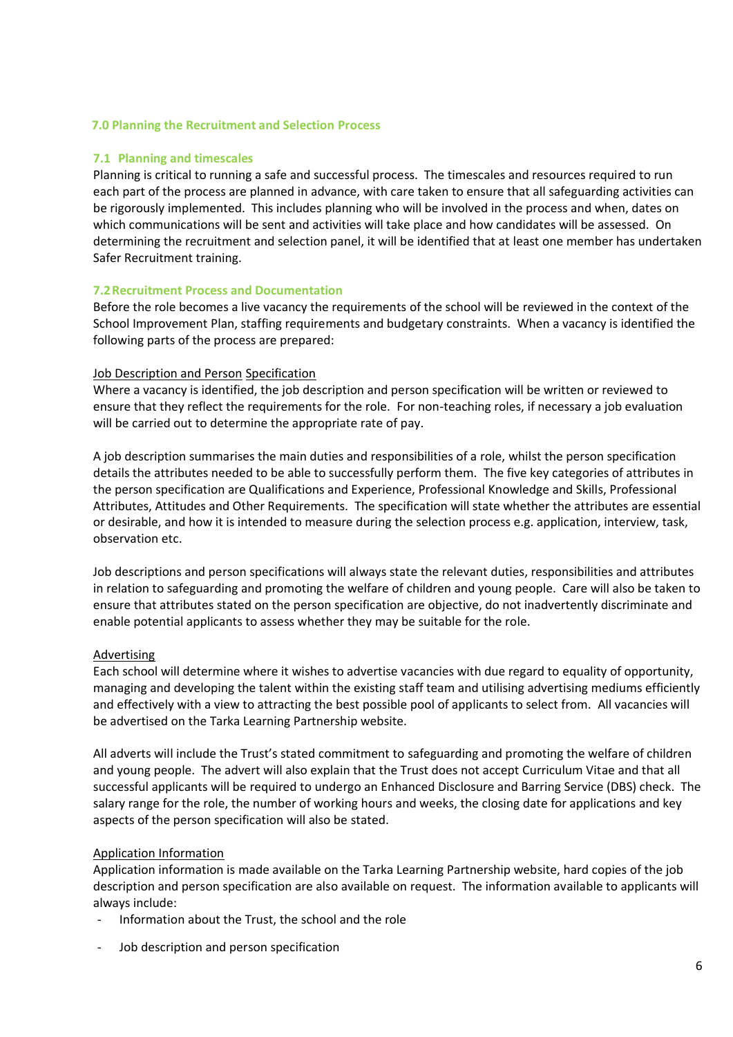## 7.0 Planning the Recruitment and Selection Process

### 7.1 Planning and timescales

Planning is critical to running a safe and successful process. The timescales and resources required to run each part of the process are planned in advance, with care taken to ensure that all safeguarding activities can be rigorously implemented. This includes planning who will be involved in the process and when, dates on which communications will be sent and activities will take place and how candidates will be assessed. On determining the recruitment and selection panel, it will be identified that at least one member has undertaken Safer Recruitment training.

### 7.2 Recruitment Process and Documentation

Before the role becomes a live vacancy the requirements of the school will be reviewed in the context of the School Improvement Plan, staffing requirements and budgetary constraints. When a vacancy is identified the following parts of the process are prepared:

Job Description and Person Specification

Where a vacancy is identified, the job description and person specification will be written or reviewed to ensure that they reflect the requirements for the role. For non-teaching roles, if necessary a job evaluation will be carried out to determine the appropriate rate of pay.

A job description summarises the main duties and responsibilities of a role, whilst the person specification details the attributes needed to be able to successfully perform them. The five key categories of attributes in the person specification are Qualifications and Experience, Professional Knowledge and Skills, Professional Attributes, Attitudes and Other Requirements. The specification will state whether the attributes are essential or desirable, and how it is intended to measure during the selection process e.g. application, interview, task, observation etc.

Job descriptions and person specifications will always state the relevant duties, responsibilities and attributes in relation to safeguarding and promoting the welfare of children and young people. Care will also be taken to ensure that attributes stated on the person specification are objective, do not inadvertently discriminate and enable potential applicants to assess whether they may be suitable for the role.

Advertising

Each school will determine where it wishes to advertise vacancies with due regard to equality of opportunity, managing and developing the talent within the existing staff team and utilising advertising mediums efficiently and effectively with a view to attracting the best possible pool of applicants to select from. All vacancies will be advertised on the Tarka Learning Partnership website.

All adverts will include the Trust's stated commitment to safeguarding and promoting the welfare of children and young people. The advert will also explain that the Trust does not accept Curriculum Vitae and that all successful applicants will be required to undergo an Enhanced Disclosure and Barring Service (DBS) check. The salary range for the role, the number of working hours and weeks, the closing date for applications and key aspects of the person specification will also be stated.

Application Information

Application information is made available on the Tarka Learning Partnership website, hard copies of the job description and person specification are also available on request. The information available to applicants will always include:

- Information about the Trust, the school and the role
- Job description and person specification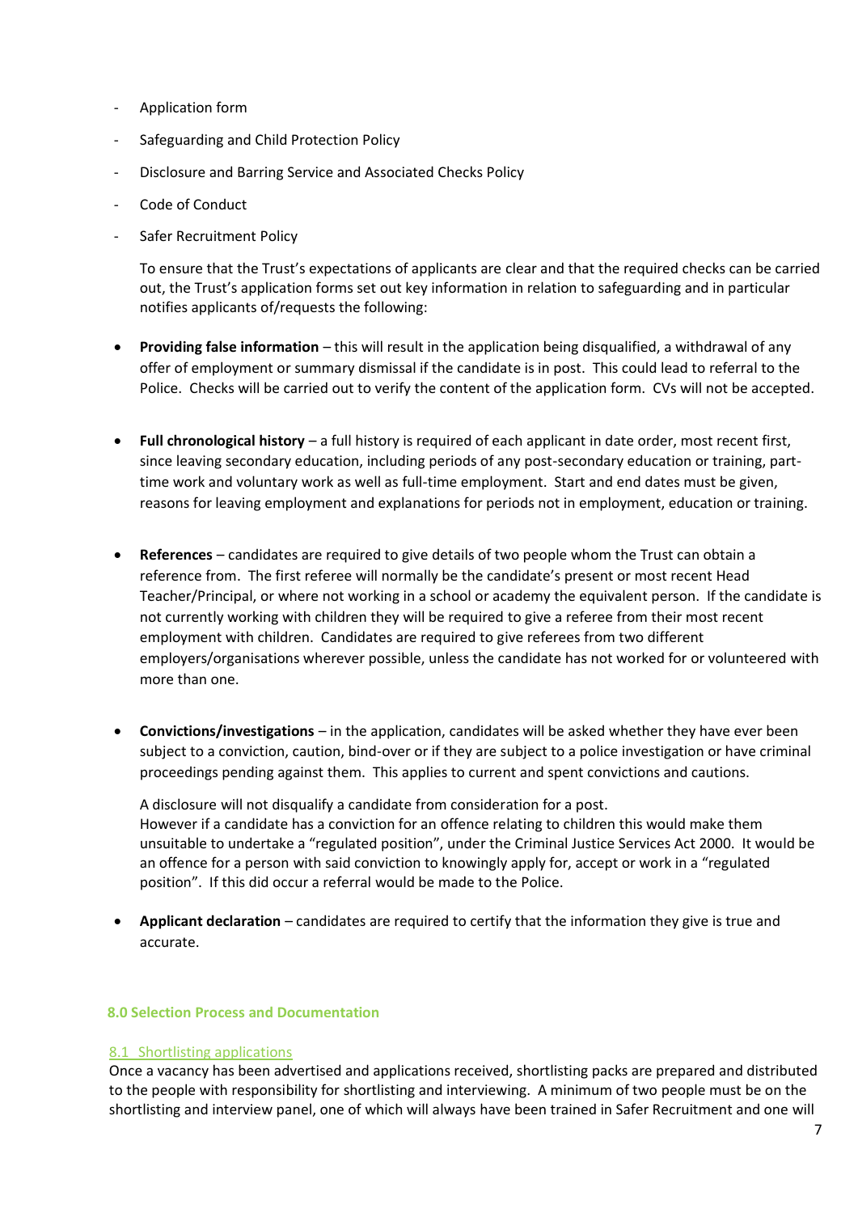- Application form
- Safeguarding and Child Protection Policy
- Disclosure and Barring Service and Associated Checks Policy
- Code of Conduct
- Safer Recruitment Policy

To ensure that the Trust's expectations of applicants are clear and that the required checks can be carried out, the Trust's application forms set out key information in relation to safeguarding and in particular notifies applicants of/requests the following:

- **Providing false information** – this will result in the application being disqualified, a withdrawal of any offer of employment or summary dismissal if the candidate is in post. This could lead to referral to the Police. Checks will be carried out to verify the content of the application form. CVs will not be accepted.

- **Full chronological history** – a full history is required of each applicant in date order, most recent first, since leaving secondary education, including periods of any post-secondary education or training, part-time work and voluntary work as well as full-time employment. Start and end dates must be given, reasons for leaving employment and explanations for periods not in employment, education or training.

- **References** – candidates are required to give details of two people whom the Trust can obtain a reference from. The first referee will normally be the candidate's present or most recent Head Teacher/Principal, or where not working in a school or academy the equivalent person. If the candidate is not currently working with children they will be required to give a referee from their most recent employment with children. Candidates are required to give referees from two different employers/organisations wherever possible, unless the candidate has not worked for or volunteered with more than one.

- **Convictions/investigations** – in the application, candidates will be asked whether they have ever been subject to a conviction, caution, bind-over or if they are subject to a police investigation or have criminal proceedings pending against them. This applies to current and spent convictions and cautions.

  A disclosure will not disqualify a candidate from consideration for a post.
  However if a candidate has a conviction for an offence relating to children this would make them unsuitable to undertake a "regulated position", under the Criminal Justice Services Act 2000. It would be an offence for a person with said conviction to knowingly apply for, accept or work in a "regulated position". If this did occur a referral would be made to the Police.

- **Applicant declaration** – candidates are required to certify that the information they give is true and accurate.

## 8.0 Selection Process and Documentation

### 8.1 Shortlisting applications

Once a vacancy has been advertised and applications received, shortlisting packs are prepared and distributed to the people with responsibility for shortlisting and interviewing. A minimum of two people must be on the shortlisting and interview panel, one of which will always have been trained in Safer Recruitment and one will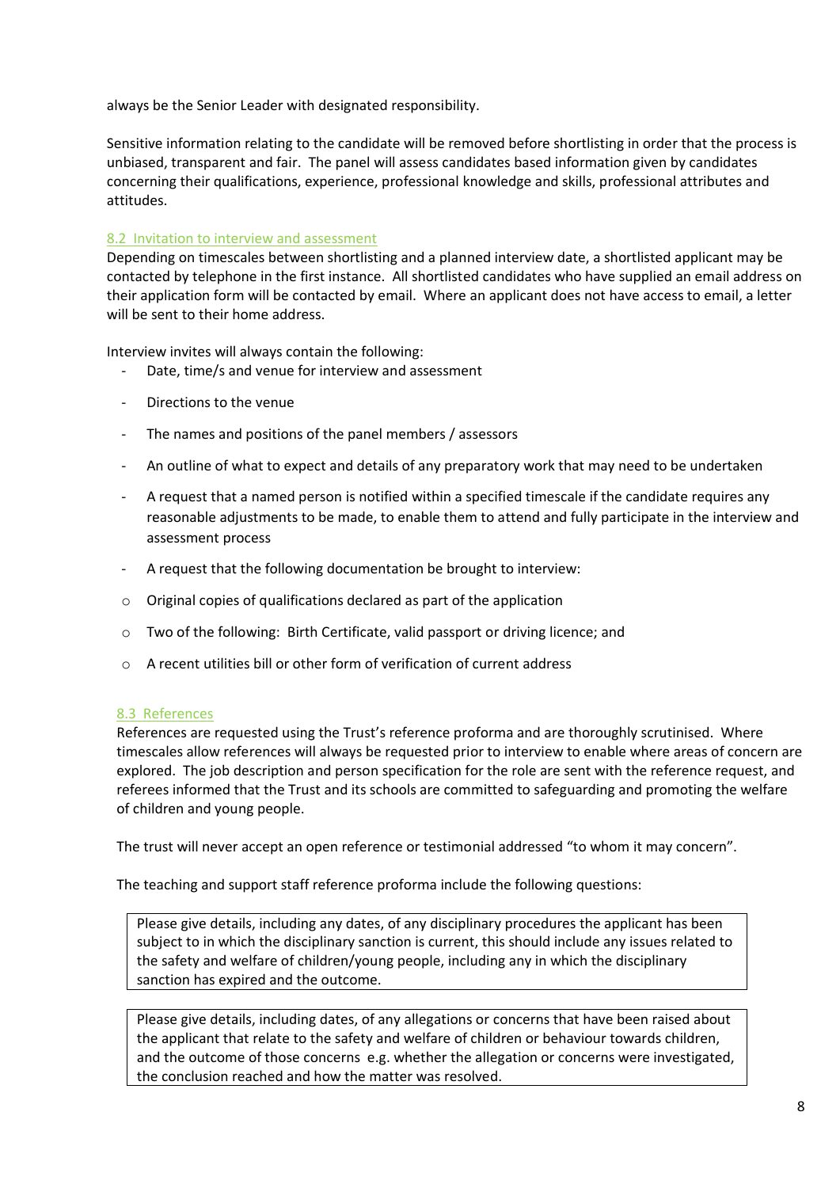always be the Senior Leader with designated responsibility.

Sensitive information relating to the candidate will be removed before shortlisting in order that the process is unbiased, transparent and fair. The panel will assess candidates based information given by candidates concerning their qualifications, experience, professional knowledge and skills, professional attributes and attitudes.

### 8.2 Invitation to interview and assessment

Depending on timescales between shortlisting and a planned interview date, a shortlisted applicant may be contacted by telephone in the first instance. All shortlisted candidates who have supplied an email address on their application form will be contacted by email. Where an applicant does not have access to email, a letter will be sent to their home address.

Interview invites will always contain the following:

- Date, time/s and venue for interview and assessment
- Directions to the venue
- The names and positions of the panel members / assessors
- An outline of what to expect and details of any preparatory work that may need to be undertaken
- A request that a named person is notified within a specified timescale if the candidate requires any reasonable adjustments to be made, to enable them to attend and fully participate in the interview and assessment process
- A request that the following documentation be brought to interview:
  - Original copies of qualifications declared as part of the application
  - Two of the following: Birth Certificate, valid passport or driving licence; and
  - A recent utilities bill or other form of verification of current address

### 8.3 References

References are requested using the Trust's reference proforma and are thoroughly scrutinised. Where timescales allow references will always be requested prior to interview to enable where areas of concern are explored. The job description and person specification for the role are sent with the reference request, and referees informed that the Trust and its schools are committed to safeguarding and promoting the welfare of children and young people.

The trust will never accept an open reference or testimonial addressed "to whom it may concern".

The teaching and support staff reference proforma include the following questions:

| Please give details, including any dates, of any disciplinary procedures the applicant has been subject to in which the disciplinary sanction is current, this should include any issues related to the safety and welfare of children/young people, including any in which the disciplinary sanction has expired and the outcome. |
|---|

| Please give details, including dates, of any allegations or concerns that have been raised about the applicant that relate to the safety and welfare of children or behaviour towards children, and the outcome of those concerns e.g. whether the allegation or concerns were investigated, the conclusion reached and how the matter was resolved. |
|---|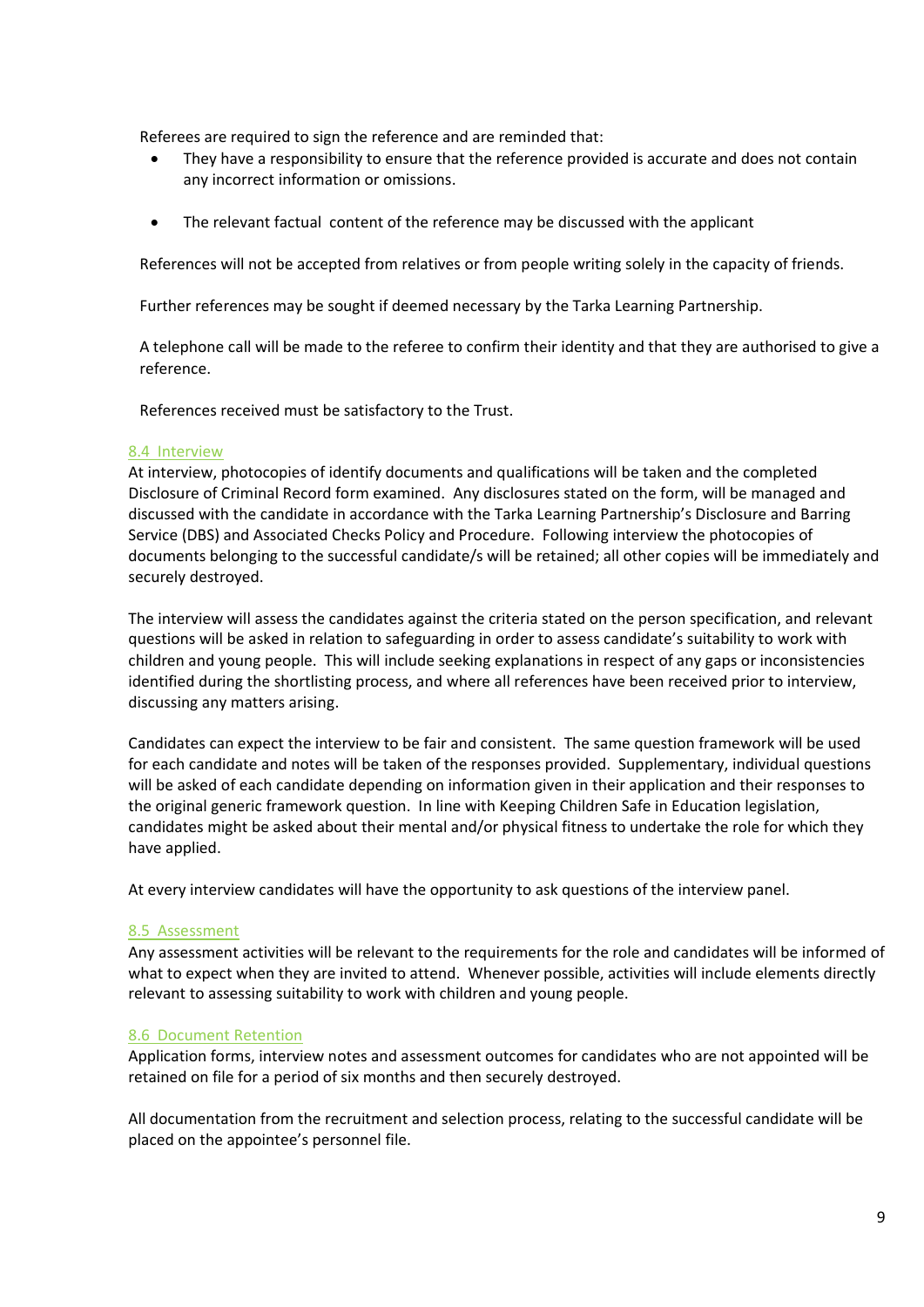Referees are required to sign the reference and are reminded that:

- They have a responsibility to ensure that the reference provided is accurate and does not contain any incorrect information or omissions.
- The relevant factual content of the reference may be discussed with the applicant

References will not be accepted from relatives or from people writing solely in the capacity of friends.

Further references may be sought if deemed necessary by the Tarka Learning Partnership.

A telephone call will be made to the referee to confirm their identity and that they are authorised to give a reference.

References received must be satisfactory to the Trust.

### 8.4 Interview

At interview, photocopies of identify documents and qualifications will be taken and the completed Disclosure of Criminal Record form examined. Any disclosures stated on the form, will be managed and discussed with the candidate in accordance with the Tarka Learning Partnership's Disclosure and Barring Service (DBS) and Associated Checks Policy and Procedure. Following interview the photocopies of documents belonging to the successful candidate/s will be retained; all other copies will be immediately and securely destroyed.

The interview will assess the candidates against the criteria stated on the person specification, and relevant questions will be asked in relation to safeguarding in order to assess candidate's suitability to work with children and young people. This will include seeking explanations in respect of any gaps or inconsistencies identified during the shortlisting process, and where all references have been received prior to interview, discussing any matters arising.

Candidates can expect the interview to be fair and consistent. The same question framework will be used for each candidate and notes will be taken of the responses provided. Supplementary, individual questions will be asked of each candidate depending on information given in their application and their responses to the original generic framework question. In line with Keeping Children Safe in Education legislation, candidates might be asked about their mental and/or physical fitness to undertake the role for which they have applied.

At every interview candidates will have the opportunity to ask questions of the interview panel.

### 8.5 Assessment

Any assessment activities will be relevant to the requirements for the role and candidates will be informed of what to expect when they are invited to attend. Whenever possible, activities will include elements directly relevant to assessing suitability to work with children and young people.

### 8.6 Document Retention

Application forms, interview notes and assessment outcomes for candidates who are not appointed will be retained on file for a period of six months and then securely destroyed.

All documentation from the recruitment and selection process, relating to the successful candidate will be placed on the appointee's personnel file.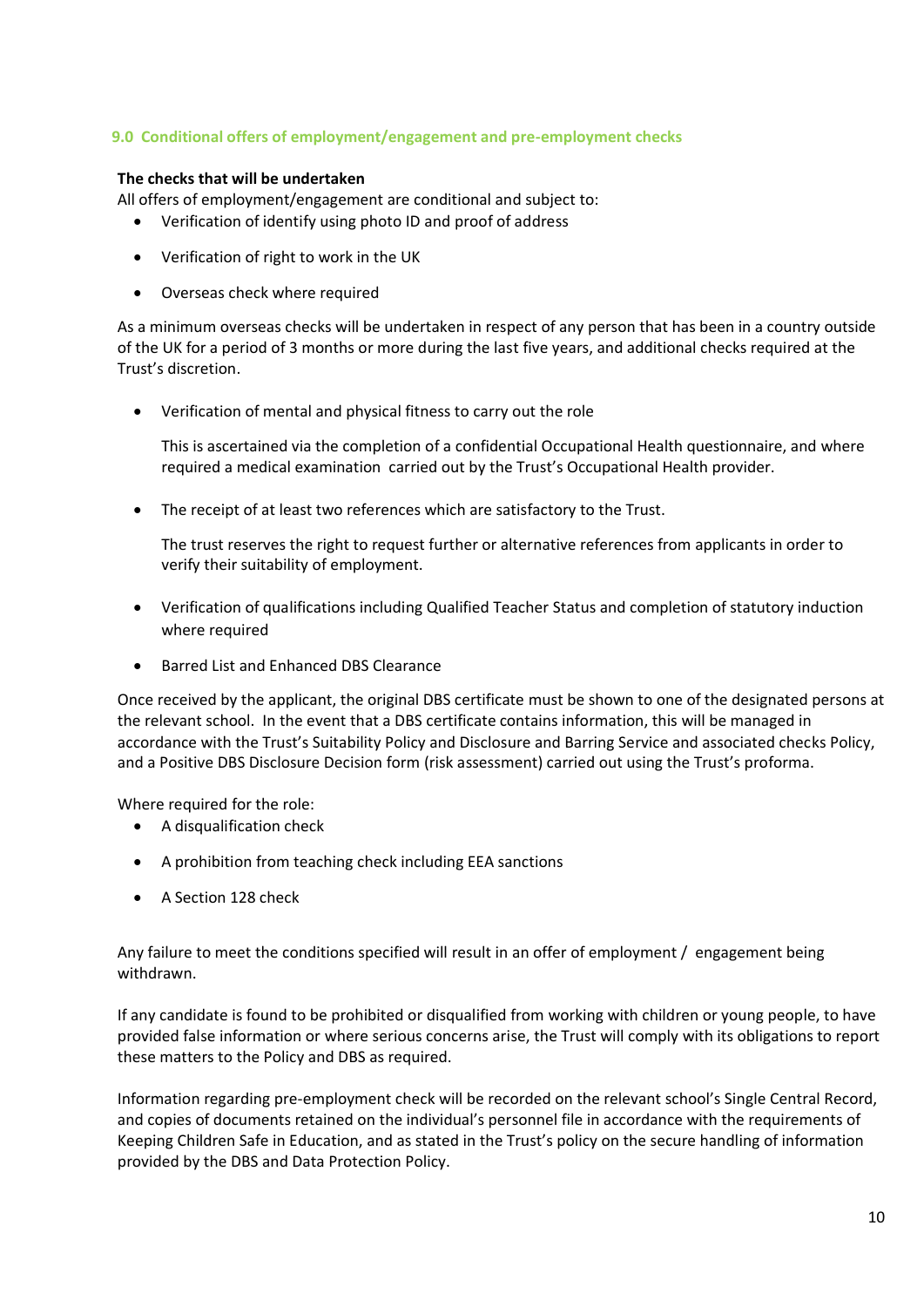## 9.0 Conditional offers of employment/engagement and pre-employment checks

**The checks that will be undertaken**

All offers of employment/engagement are conditional and subject to:

- Verification of identify using photo ID and proof of address
- Verification of right to work in the UK
- Overseas check where required

As a minimum overseas checks will be undertaken in respect of any person that has been in a country outside of the UK for a period of 3 months or more during the last five years, and additional checks required at the Trust's discretion.

- Verification of mental and physical fitness to carry out the role

  This is ascertained via the completion of a confidential Occupational Health questionnaire, and where required a medical examination carried out by the Trust's Occupational Health provider.

- The receipt of at least two references which are satisfactory to the Trust.

  The trust reserves the right to request further or alternative references from applicants in order to verify their suitability of employment.

- Verification of qualifications including Qualified Teacher Status and completion of statutory induction where required
- Barred List and Enhanced DBS Clearance

Once received by the applicant, the original DBS certificate must be shown to one of the designated persons at the relevant school. In the event that a DBS certificate contains information, this will be managed in accordance with the Trust's Suitability Policy and Disclosure and Barring Service and associated checks Policy, and a Positive DBS Disclosure Decision form (risk assessment) carried out using the Trust's proforma.

Where required for the role:

- A disqualification check
- A prohibition from teaching check including EEA sanctions
- A Section 128 check

Any failure to meet the conditions specified will result in an offer of employment / engagement being withdrawn.

If any candidate is found to be prohibited or disqualified from working with children or young people, to have provided false information or where serious concerns arise, the Trust will comply with its obligations to report these matters to the Policy and DBS as required.

Information regarding pre-employment check will be recorded on the relevant school's Single Central Record, and copies of documents retained on the individual's personnel file in accordance with the requirements of Keeping Children Safe in Education, and as stated in the Trust's policy on the secure handling of information provided by the DBS and Data Protection Policy.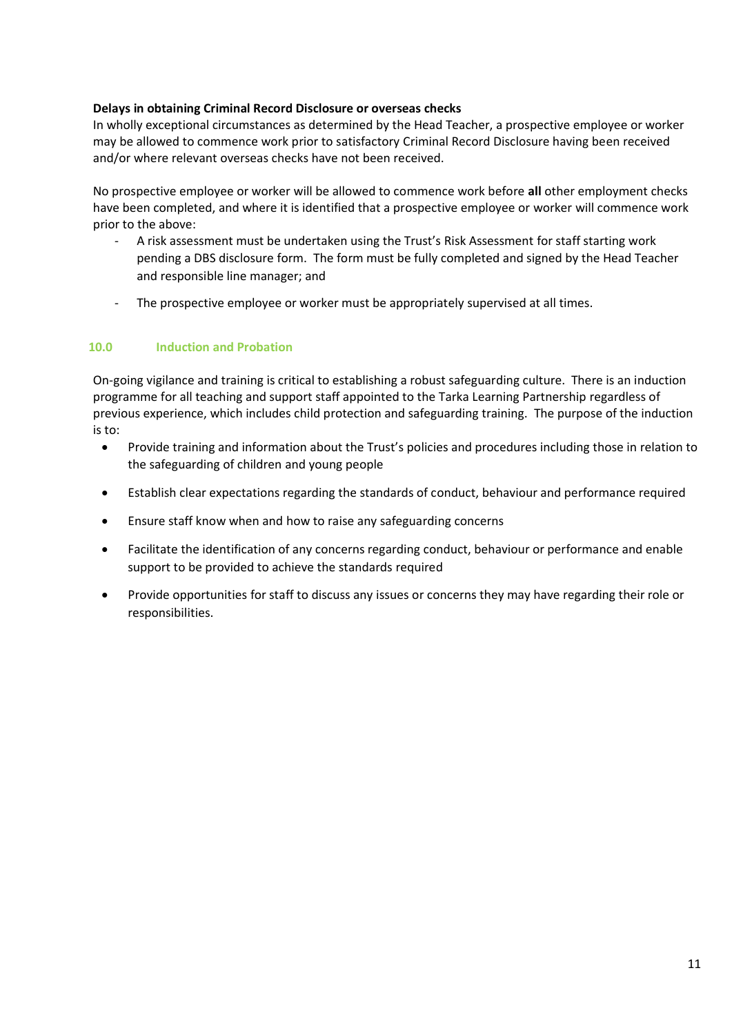**Delays in obtaining Criminal Record Disclosure or overseas checks**

In wholly exceptional circumstances as determined by the Head Teacher, a prospective employee or worker may be allowed to commence work prior to satisfactory Criminal Record Disclosure having been received and/or where relevant overseas checks have not been received.

No prospective employee or worker will be allowed to commence work before **all** other employment checks have been completed, and where it is identified that a prospective employee or worker will commence work prior to the above:

- A risk assessment must be undertaken using the Trust's Risk Assessment for staff starting work pending a DBS disclosure form. The form must be fully completed and signed by the Head Teacher and responsible line manager; and
- The prospective employee or worker must be appropriately supervised at all times.

## 10.0 Induction and Probation

On-going vigilance and training is critical to establishing a robust safeguarding culture. There is an induction programme for all teaching and support staff appointed to the Tarka Learning Partnership regardless of previous experience, which includes child protection and safeguarding training. The purpose of the induction is to:

- Provide training and information about the Trust's policies and procedures including those in relation to the safeguarding of children and young people
- Establish clear expectations regarding the standards of conduct, behaviour and performance required
- Ensure staff know when and how to raise any safeguarding concerns
- Facilitate the identification of any concerns regarding conduct, behaviour or performance and enable support to be provided to achieve the standards required
- Provide opportunities for staff to discuss any issues or concerns they may have regarding their role or responsibilities.